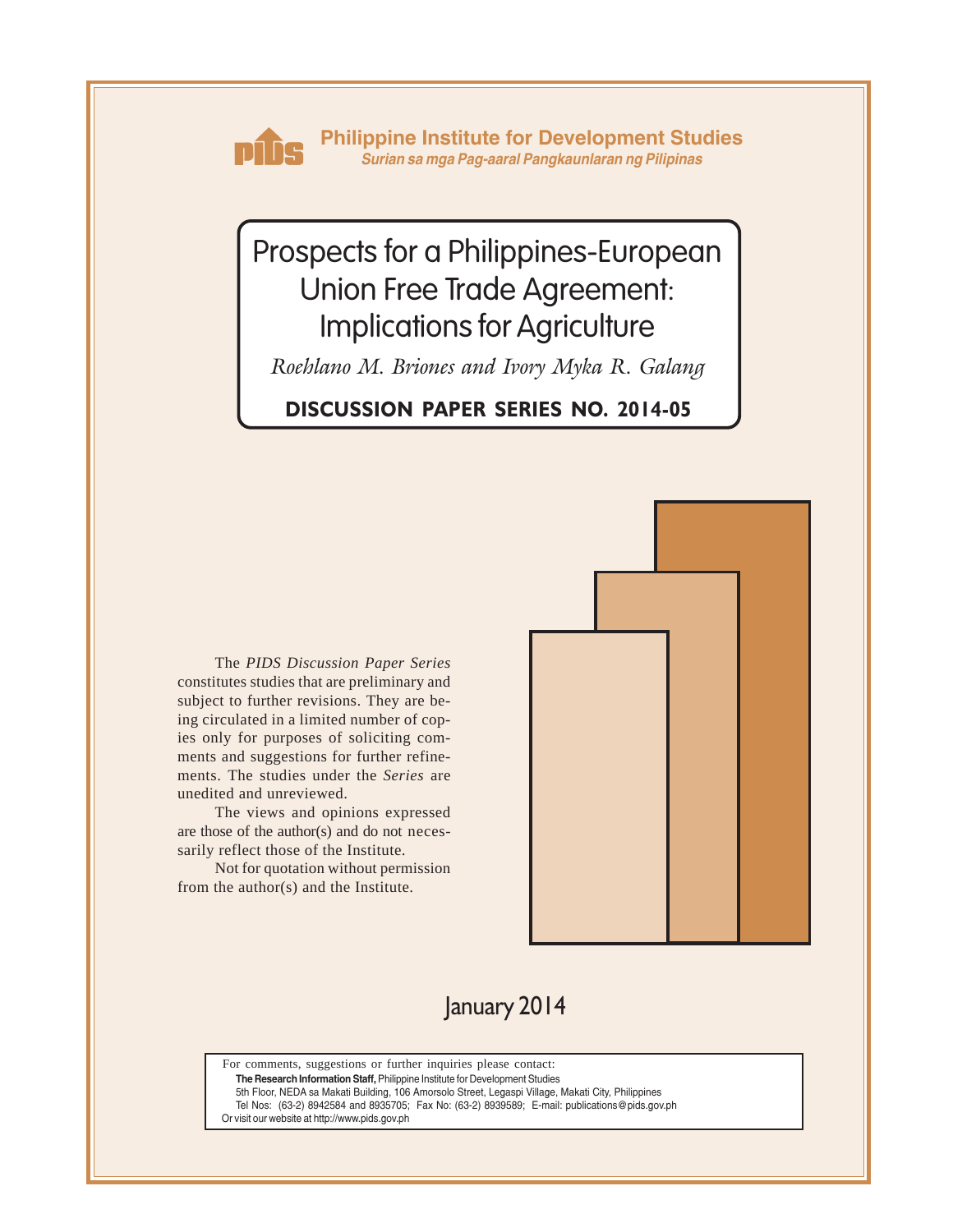**Philippine Institute for Development Studies**
*Surian sa mga Pag-aaral Pangkaunlaran ng Pilipinas*

# Prospects for a Philippines-European Union Free Trade Agreement: Implications for Agriculture

*Roehlano M. Briones and Ivory Myka R. Galang*

**DISCUSSION PAPER SERIES NO. 2014-05**

The *PIDS Discussion Paper Series* constitutes studies that are preliminary and subject to further revisions. They are being circulated in a limited number of copies only for purposes of soliciting comments and suggestions for further refinements. The studies under the *Series* are unedited and unreviewed.

The views and opinions expressed are those of the author(s) and do not necessarily reflect those of the Institute.

Not for quotation without permission from the author(s) and the Institute.

January 2014

For comments, suggestions or further inquiries please contact:
**The Research Information Staff,** Philippine Institute for Development Studies
5th Floor, NEDA sa Makati Building, 106 Amorsolo Street, Legaspi Village, Makati City, Philippines
Tel Nos: (63-2) 8942584 and 8935705; Fax No: (63-2) 8939589; E-mail: publications@pids.gov.ph
Or visit our website at http://www.pids.gov.ph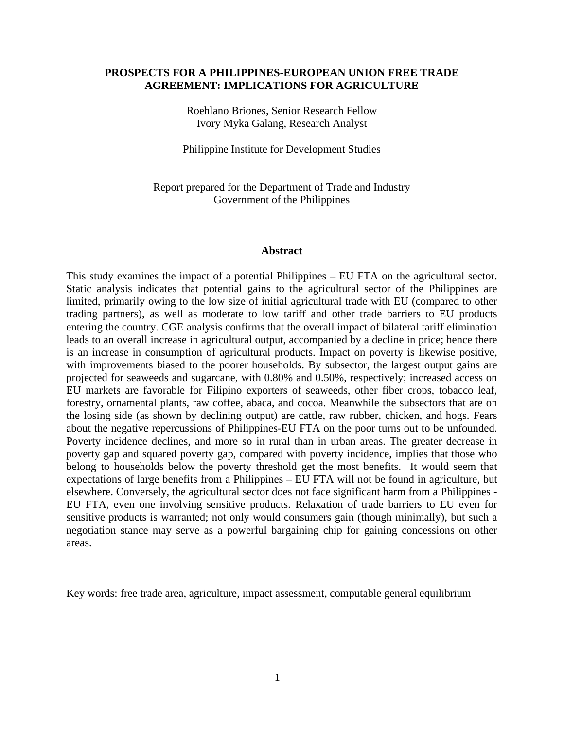# PROSPECTS FOR A PHILIPPINES-EUROPEAN UNION FREE TRADE AGREEMENT: IMPLICATIONS FOR AGRICULTURE

Roehlano Briones, Senior Research Fellow
Ivory Myka Galang, Research Analyst

Philippine Institute for Development Studies

Report prepared for the Department of Trade and Industry
Government of the Philippines

## Abstract

This study examines the impact of a potential Philippines – EU FTA on the agricultural sector. Static analysis indicates that potential gains to the agricultural sector of the Philippines are limited, primarily owing to the low size of initial agricultural trade with EU (compared to other trading partners), as well as moderate to low tariff and other trade barriers to EU products entering the country. CGE analysis confirms that the overall impact of bilateral tariff elimination leads to an overall increase in agricultural output, accompanied by a decline in price; hence there is an increase in consumption of agricultural products. Impact on poverty is likewise positive, with improvements biased to the poorer households. By subsector, the largest output gains are projected for seaweeds and sugarcane, with 0.80% and 0.50%, respectively; increased access on EU markets are favorable for Filipino exporters of seaweeds, other fiber crops, tobacco leaf, forestry, ornamental plants, raw coffee, abaca, and cocoa. Meanwhile the subsectors that are on the losing side (as shown by declining output) are cattle, raw rubber, chicken, and hogs. Fears about the negative repercussions of Philippines-EU FTA on the poor turns out to be unfounded. Poverty incidence declines, and more so in rural than in urban areas. The greater decrease in poverty gap and squared poverty gap, compared with poverty incidence, implies that those who belong to households below the poverty threshold get the most benefits. It would seem that expectations of large benefits from a Philippines – EU FTA will not be found in agriculture, but elsewhere. Conversely, the agricultural sector does not face significant harm from a Philippines - EU FTA, even one involving sensitive products. Relaxation of trade barriers to EU even for sensitive products is warranted; not only would consumers gain (though minimally), but such a negotiation stance may serve as a powerful bargaining chip for gaining concessions on other areas.

Key words: free trade area, agriculture, impact assessment, computable general equilibrium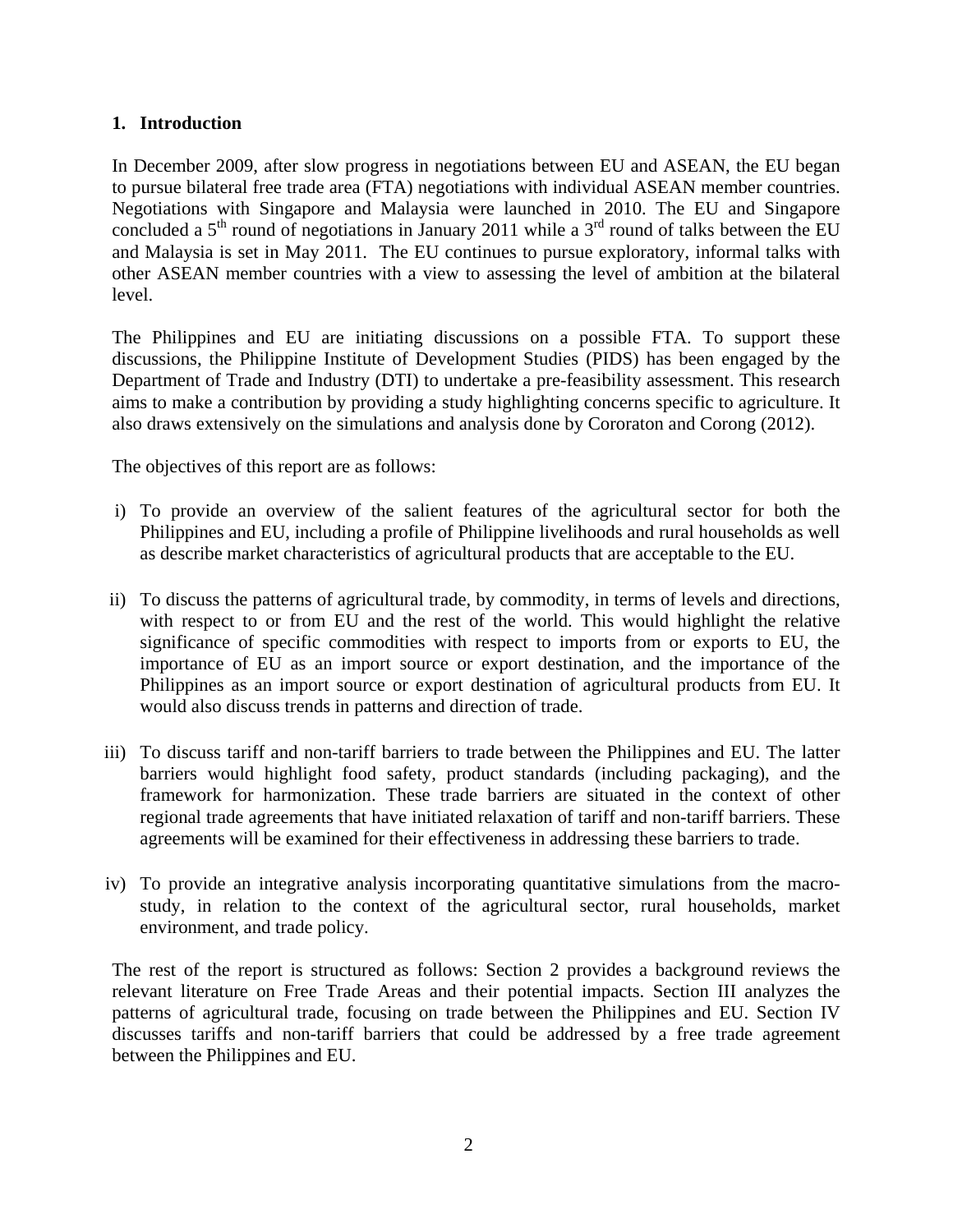## 1. Introduction

In December 2009, after slow progress in negotiations between EU and ASEAN, the EU began to pursue bilateral free trade area (FTA) negotiations with individual ASEAN member countries. Negotiations with Singapore and Malaysia were launched in 2010. The EU and Singapore concluded a 5th round of negotiations in January 2011 while a 3rd round of talks between the EU and Malaysia is set in May 2011. The EU continues to pursue exploratory, informal talks with other ASEAN member countries with a view to assessing the level of ambition at the bilateral level.

The Philippines and EU are initiating discussions on a possible FTA. To support these discussions, the Philippine Institute of Development Studies (PIDS) has been engaged by the Department of Trade and Industry (DTI) to undertake a pre-feasibility assessment. This research aims to make a contribution by providing a study highlighting concerns specific to agriculture. It also draws extensively on the simulations and analysis done by Cororaton and Corong (2012).

The objectives of this report are as follows:

i) To provide an overview of the salient features of the agricultural sector for both the Philippines and EU, including a profile of Philippine livelihoods and rural households as well as describe market characteristics of agricultural products that are acceptable to the EU.

ii) To discuss the patterns of agricultural trade, by commodity, in terms of levels and directions, with respect to or from EU and the rest of the world. This would highlight the relative significance of specific commodities with respect to imports from or exports to EU, the importance of EU as an import source or export destination, and the importance of the Philippines as an import source or export destination of agricultural products from EU. It would also discuss trends in patterns and direction of trade.

iii) To discuss tariff and non-tariff barriers to trade between the Philippines and EU. The latter barriers would highlight food safety, product standards (including packaging), and the framework for harmonization. These trade barriers are situated in the context of other regional trade agreements that have initiated relaxation of tariff and non-tariff barriers. These agreements will be examined for their effectiveness in addressing these barriers to trade.

iv) To provide an integrative analysis incorporating quantitative simulations from the macro-study, in relation to the context of the agricultural sector, rural households, market environment, and trade policy.

The rest of the report is structured as follows: Section 2 provides a background reviews the relevant literature on Free Trade Areas and their potential impacts. Section III analyzes the patterns of agricultural trade, focusing on trade between the Philippines and EU. Section IV discusses tariffs and non-tariff barriers that could be addressed by a free trade agreement between the Philippines and EU.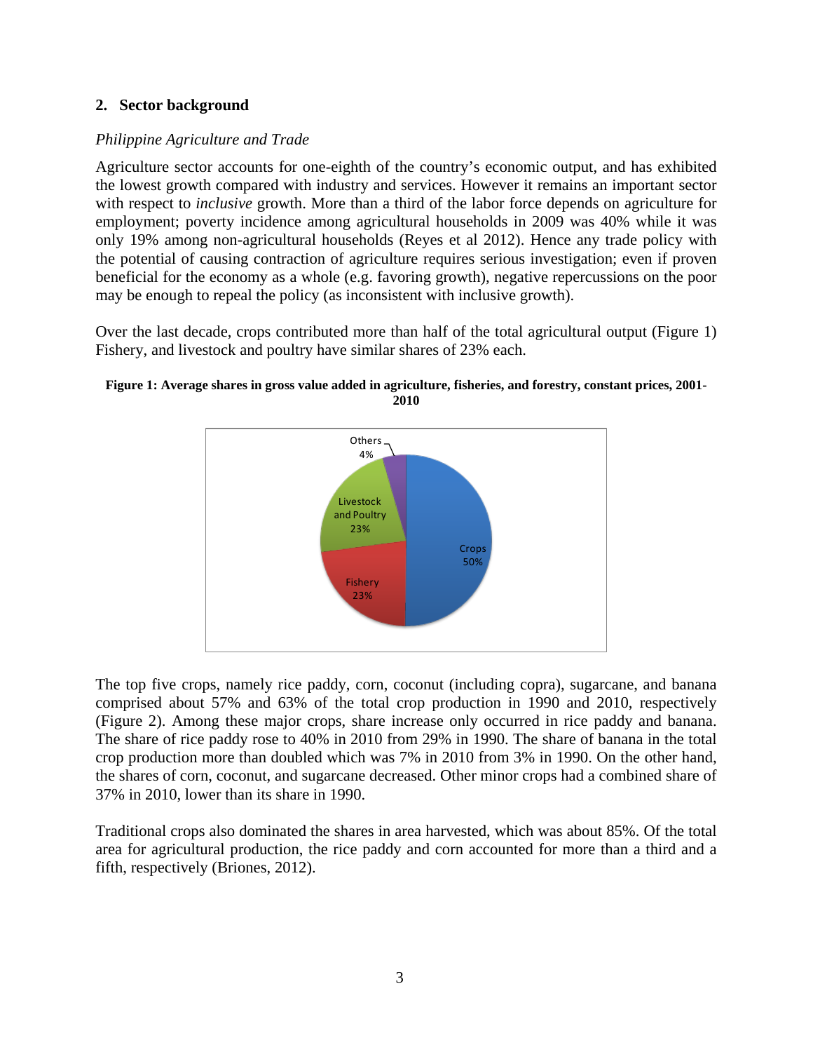## 2. Sector background

*Philippine Agriculture and Trade*

Agriculture sector accounts for one-eighth of the country's economic output, and has exhibited the lowest growth compared with industry and services. However it remains an important sector with respect to *inclusive* growth. More than a third of the labor force depends on agriculture for employment; poverty incidence among agricultural households in 2009 was 40% while it was only 19% among non-agricultural households (Reyes et al 2012). Hence any trade policy with the potential of causing contraction of agriculture requires serious investigation; even if proven beneficial for the economy as a whole (e.g. favoring growth), negative repercussions on the poor may be enough to repeal the policy (as inconsistent with inclusive growth).

Over the last decade, crops contributed more than half of the total agricultural output (Figure 1) Fishery, and livestock and poultry have similar shares of 23% each.

**Figure 1: Average shares in gross value added in agriculture, fisheries, and forestry, constant prices, 2001-2010**

| Category | Share |
|---|---|
| Crops | 50% |
| Fishery | 23% |
| Livestock and Poultry | 23% |
| Others | 4% |

The top five crops, namely rice paddy, corn, coconut (including copra), sugarcane, and banana comprised about 57% and 63% of the total crop production in 1990 and 2010, respectively (Figure 2). Among these major crops, share increase only occurred in rice paddy and banana. The share of rice paddy rose to 40% in 2010 from 29% in 1990. The share of banana in the total crop production more than doubled which was 7% in 2010 from 3% in 1990. On the other hand, the shares of corn, coconut, and sugarcane decreased. Other minor crops had a combined share of 37% in 2010, lower than its share in 1990.

Traditional crops also dominated the shares in area harvested, which was about 85%. Of the total area for agricultural production, the rice paddy and corn accounted for more than a third and a fifth, respectively (Briones, 2012).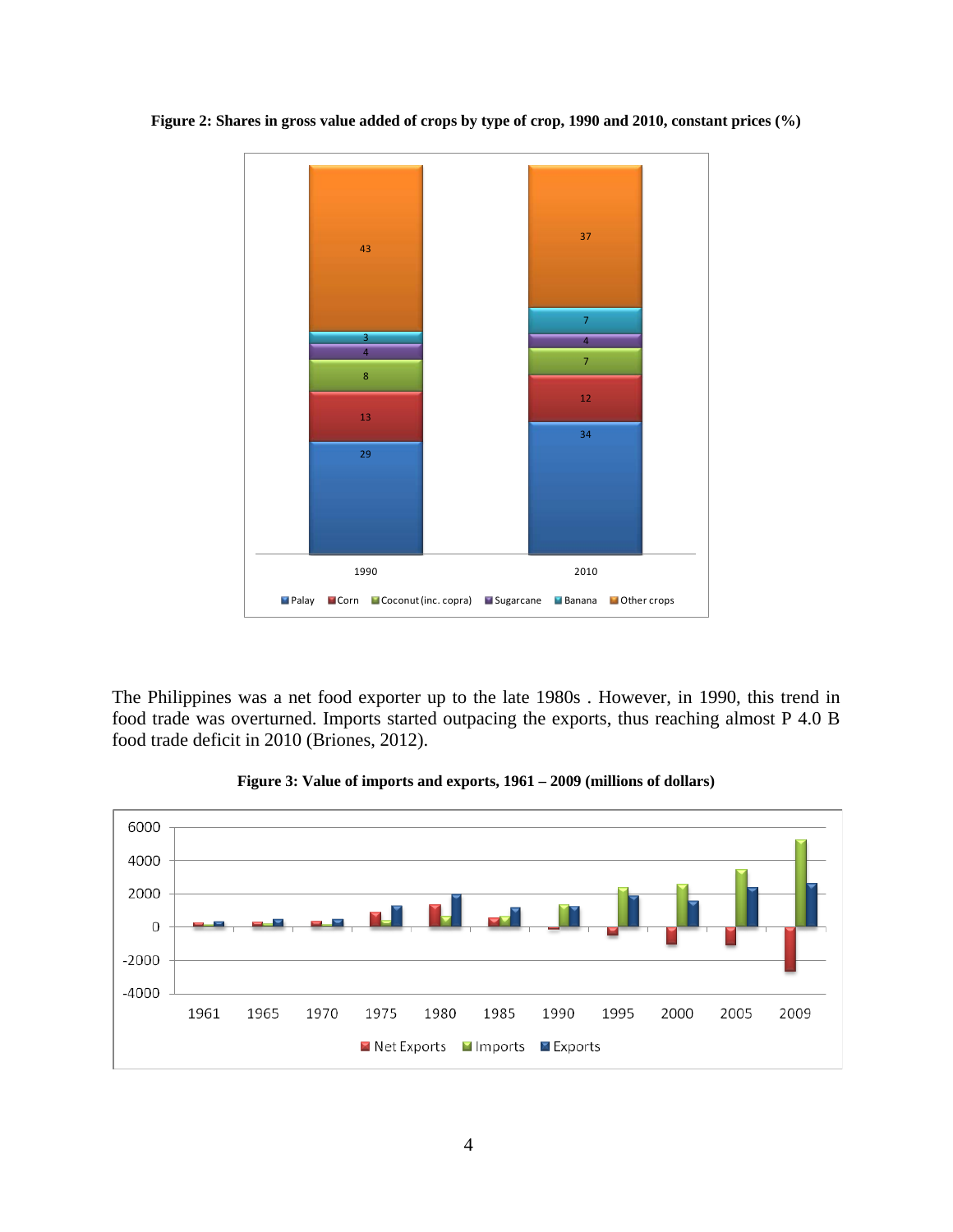**Figure 2: Shares in gross value added of crops by type of crop, 1990 and 2010, constant prices (%)**

The Philippines was a net food exporter up to the late 1980s . However, in 1990, this trend in food trade was overturned. Imports started outpacing the exports, thus reaching almost P 4.0 B food trade deficit in 2010 (Briones, 2012).

**Figure 3: Value of imports and exports, 1961 – 2009 (millions of dollars)**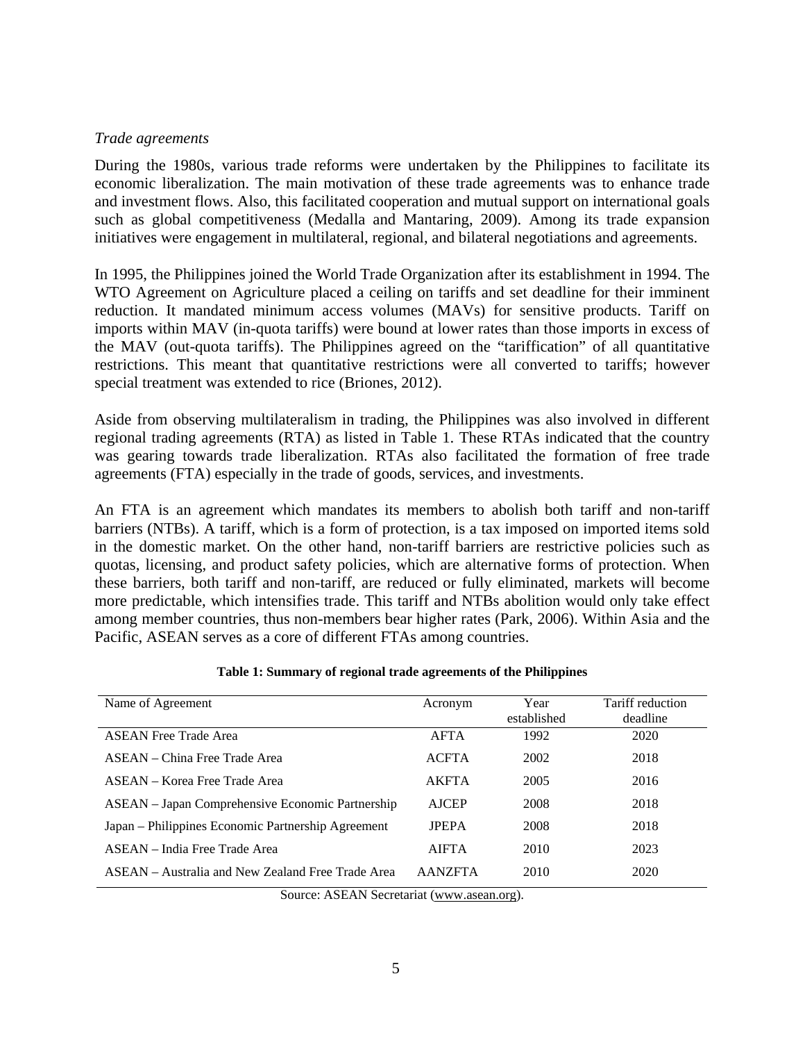*Trade agreements*

During the 1980s, various trade reforms were undertaken by the Philippines to facilitate its economic liberalization. The main motivation of these trade agreements was to enhance trade and investment flows. Also, this facilitated cooperation and mutual support on international goals such as global competitiveness (Medalla and Mantaring, 2009). Among its trade expansion initiatives were engagement in multilateral, regional, and bilateral negotiations and agreements.

In 1995, the Philippines joined the World Trade Organization after its establishment in 1994. The WTO Agreement on Agriculture placed a ceiling on tariffs and set deadline for their imminent reduction. It mandated minimum access volumes (MAVs) for sensitive products. Tariff on imports within MAV (in-quota tariffs) were bound at lower rates than those imports in excess of the MAV (out-quota tariffs). The Philippines agreed on the "tariffication" of all quantitative restrictions. This meant that quantitative restrictions were all converted to tariffs; however special treatment was extended to rice (Briones, 2012).

Aside from observing multilateralism in trading, the Philippines was also involved in different regional trading agreements (RTA) as listed in Table 1. These RTAs indicated that the country was gearing towards trade liberalization. RTAs also facilitated the formation of free trade agreements (FTA) especially in the trade of goods, services, and investments.

An FTA is an agreement which mandates its members to abolish both tariff and non-tariff barriers (NTBs). A tariff, which is a form of protection, is a tax imposed on imported items sold in the domestic market. On the other hand, non-tariff barriers are restrictive policies such as quotas, licensing, and product safety policies, which are alternative forms of protection. When these barriers, both tariff and non-tariff, are reduced or fully eliminated, markets will become more predictable, which intensifies trade. This tariff and NTBs abolition would only take effect among member countries, thus non-members bear higher rates (Park, 2006). Within Asia and the Pacific, ASEAN serves as a core of different FTAs among countries.

**Table 1: Summary of regional trade agreements of the Philippines**

| Name of Agreement | Acronym | Year established | Tariff reduction deadline |
|---|---|---|---|
| ASEAN Free Trade Area | AFTA | 1992 | 2020 |
| ASEAN – China Free Trade Area | ACFTA | 2002 | 2018 |
| ASEAN – Korea Free Trade Area | AKFTA | 2005 | 2016 |
| ASEAN – Japan Comprehensive Economic Partnership | AJCEP | 2008 | 2018 |
| Japan – Philippines Economic Partnership Agreement | JPEPA | 2008 | 2018 |
| ASEAN – India Free Trade Area | AIFTA | 2010 | 2023 |
| ASEAN – Australia and New Zealand Free Trade Area | AANZFTA | 2010 | 2020 |

Source: ASEAN Secretariat (www.asean.org).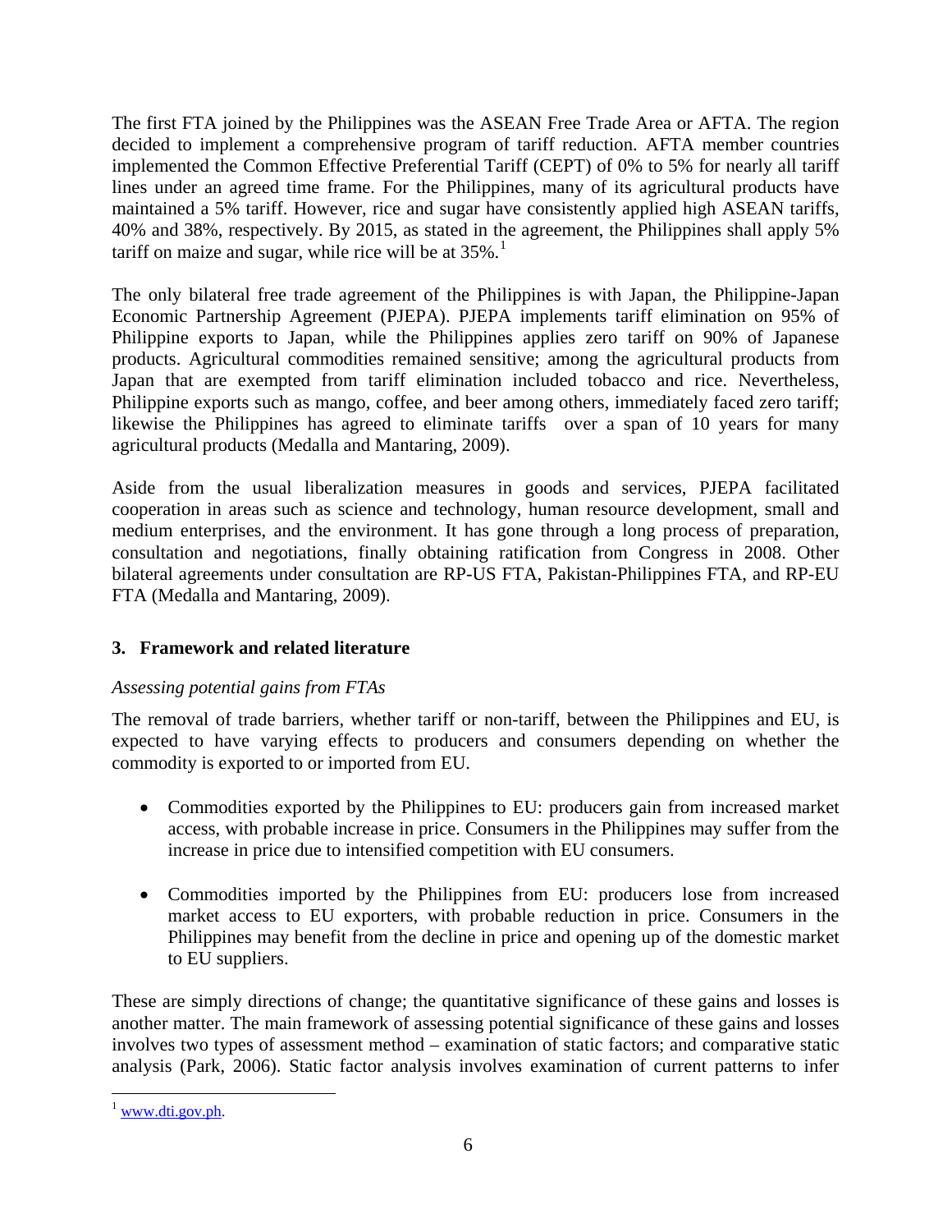The first FTA joined by the Philippines was the ASEAN Free Trade Area or AFTA. The region decided to implement a comprehensive program of tariff reduction. AFTA member countries implemented the Common Effective Preferential Tariff (CEPT) of 0% to 5% for nearly all tariff lines under an agreed time frame. For the Philippines, many of its agricultural products have maintained a 5% tariff. However, rice and sugar have consistently applied high ASEAN tariffs, 40% and 38%, respectively. By 2015, as stated in the agreement, the Philippines shall apply 5% tariff on maize and sugar, while rice will be at 35%.[1]

The only bilateral free trade agreement of the Philippines is with Japan, the Philippine-Japan Economic Partnership Agreement (PJEPA). PJEPA implements tariff elimination on 95% of Philippine exports to Japan, while the Philippines applies zero tariff on 90% of Japanese products. Agricultural commodities remained sensitive; among the agricultural products from Japan that are exempted from tariff elimination included tobacco and rice. Nevertheless, Philippine exports such as mango, coffee, and beer among others, immediately faced zero tariff; likewise the Philippines has agreed to eliminate tariffs over a span of 10 years for many agricultural products (Medalla and Mantaring, 2009).

Aside from the usual liberalization measures in goods and services, PJEPA facilitated cooperation in areas such as science and technology, human resource development, small and medium enterprises, and the environment. It has gone through a long process of preparation, consultation and negotiations, finally obtaining ratification from Congress in 2008. Other bilateral agreements under consultation are RP-US FTA, Pakistan-Philippines FTA, and RP-EU FTA (Medalla and Mantaring, 2009).

## 3. Framework and related literature

*Assessing potential gains from FTAs*

The removal of trade barriers, whether tariff or non-tariff, between the Philippines and EU, is expected to have varying effects to producers and consumers depending on whether the commodity is exported to or imported from EU.

- Commodities exported by the Philippines to EU: producers gain from increased market access, with probable increase in price. Consumers in the Philippines may suffer from the increase in price due to intensified competition with EU consumers.
- Commodities imported by the Philippines from EU: producers lose from increased market access to EU exporters, with probable reduction in price. Consumers in the Philippines may benefit from the decline in price and opening up of the domestic market to EU suppliers.

These are simply directions of change; the quantitative significance of these gains and losses is another matter. The main framework of assessing potential significance of these gains and losses involves two types of assessment method – examination of static factors; and comparative static analysis (Park, 2006). Static factor analysis involves examination of current patterns to infer

[1] www.dti.gov.ph.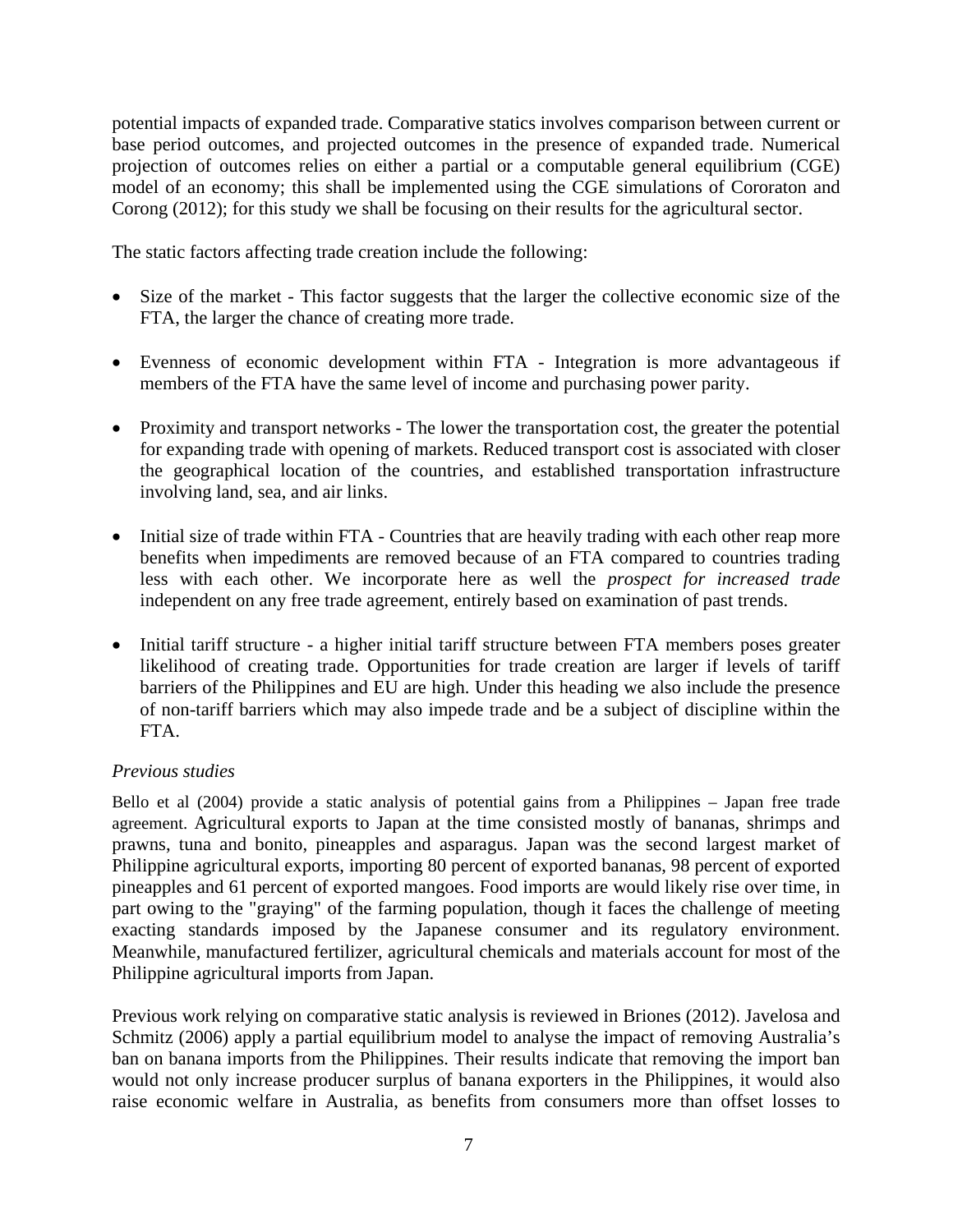potential impacts of expanded trade. Comparative statics involves comparison between current or base period outcomes, and projected outcomes in the presence of expanded trade. Numerical projection of outcomes relies on either a partial or a computable general equilibrium (CGE) model of an economy; this shall be implemented using the CGE simulations of Cororaton and Corong (2012); for this study we shall be focusing on their results for the agricultural sector.

The static factors affecting trade creation include the following:

- Size of the market - This factor suggests that the larger the collective economic size of the FTA, the larger the chance of creating more trade.
- Evenness of economic development within FTA - Integration is more advantageous if members of the FTA have the same level of income and purchasing power parity.
- Proximity and transport networks - The lower the transportation cost, the greater the potential for expanding trade with opening of markets. Reduced transport cost is associated with closer the geographical location of the countries, and established transportation infrastructure involving land, sea, and air links.
- Initial size of trade within FTA - Countries that are heavily trading with each other reap more benefits when impediments are removed because of an FTA compared to countries trading less with each other. We incorporate here as well the *prospect for increased trade* independent on any free trade agreement, entirely based on examination of past trends.
- Initial tariff structure - a higher initial tariff structure between FTA members poses greater likelihood of creating trade. Opportunities for trade creation are larger if levels of tariff barriers of the Philippines and EU are high. Under this heading we also include the presence of non-tariff barriers which may also impede trade and be a subject of discipline within the FTA.

*Previous studies*

Bello et al (2004) provide a static analysis of potential gains from a Philippines – Japan free trade agreement. Agricultural exports to Japan at the time consisted mostly of bananas, shrimps and prawns, tuna and bonito, pineapples and asparagus. Japan was the second largest market of Philippine agricultural exports, importing 80 percent of exported bananas, 98 percent of exported pineapples and 61 percent of exported mangoes. Food imports are would likely rise over time, in part owing to the "graying" of the farming population, though it faces the challenge of meeting exacting standards imposed by the Japanese consumer and its regulatory environment. Meanwhile, manufactured fertilizer, agricultural chemicals and materials account for most of the Philippine agricultural imports from Japan.

Previous work relying on comparative static analysis is reviewed in Briones (2012). Javelosa and Schmitz (2006) apply a partial equilibrium model to analyse the impact of removing Australia's ban on banana imports from the Philippines. Their results indicate that removing the import ban would not only increase producer surplus of banana exporters in the Philippines, it would also raise economic welfare in Australia, as benefits from consumers more than offset losses to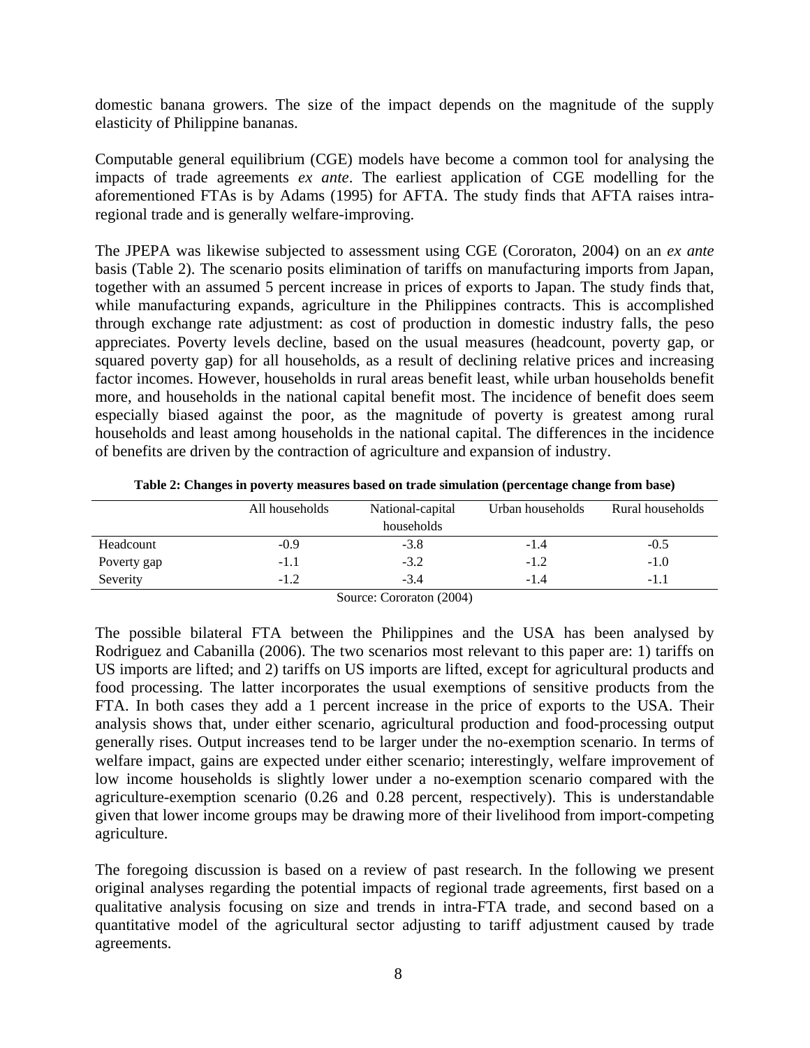domestic banana growers. The size of the impact depends on the magnitude of the supply elasticity of Philippine bananas.

Computable general equilibrium (CGE) models have become a common tool for analysing the impacts of trade agreements *ex ante*. The earliest application of CGE modelling for the aforementioned FTAs is by Adams (1995) for AFTA. The study finds that AFTA raises intra-regional trade and is generally welfare-improving.

The JPEPA was likewise subjected to assessment using CGE (Cororaton, 2004) on an *ex ante* basis (Table 2). The scenario posits elimination of tariffs on manufacturing imports from Japan, together with an assumed 5 percent increase in prices of exports to Japan. The study finds that, while manufacturing expands, agriculture in the Philippines contracts. This is accomplished through exchange rate adjustment: as cost of production in domestic industry falls, the peso appreciates. Poverty levels decline, based on the usual measures (headcount, poverty gap, or squared poverty gap) for all households, as a result of declining relative prices and increasing factor incomes. However, households in rural areas benefit least, while urban households benefit more, and households in the national capital benefit most. The incidence of benefit does seem especially biased against the poor, as the magnitude of poverty is greatest among rural households and least among households in the national capital. The differences in the incidence of benefits are driven by the contraction of agriculture and expansion of industry.

**Table 2: Changes in poverty measures based on trade simulation (percentage change from base)**

| | All households | National-capital households | Urban households | Rural households |
|---|---|---|---|---|
| Headcount | -0.9 | -3.8 | -1.4 | -0.5 |
| Poverty gap | -1.1 | -3.2 | -1.2 | -1.0 |
| Severity | -1.2 | -3.4 | -1.4 | -1.1 |

Source: Cororaton (2004)

The possible bilateral FTA between the Philippines and the USA has been analysed by Rodriguez and Cabanilla (2006). The two scenarios most relevant to this paper are: 1) tariffs on US imports are lifted; and 2) tariffs on US imports are lifted, except for agricultural products and food processing. The latter incorporates the usual exemptions of sensitive products from the FTA. In both cases they add a 1 percent increase in the price of exports to the USA. Their analysis shows that, under either scenario, agricultural production and food-processing output generally rises. Output increases tend to be larger under the no-exemption scenario. In terms of welfare impact, gains are expected under either scenario; interestingly, welfare improvement of low income households is slightly lower under a no-exemption scenario compared with the agriculture-exemption scenario (0.26 and 0.28 percent, respectively). This is understandable given that lower income groups may be drawing more of their livelihood from import-competing agriculture.

The foregoing discussion is based on a review of past research. In the following we present original analyses regarding the potential impacts of regional trade agreements, first based on a qualitative analysis focusing on size and trends in intra-FTA trade, and second based on a quantitative model of the agricultural sector adjusting to tariff adjustment caused by trade agreements.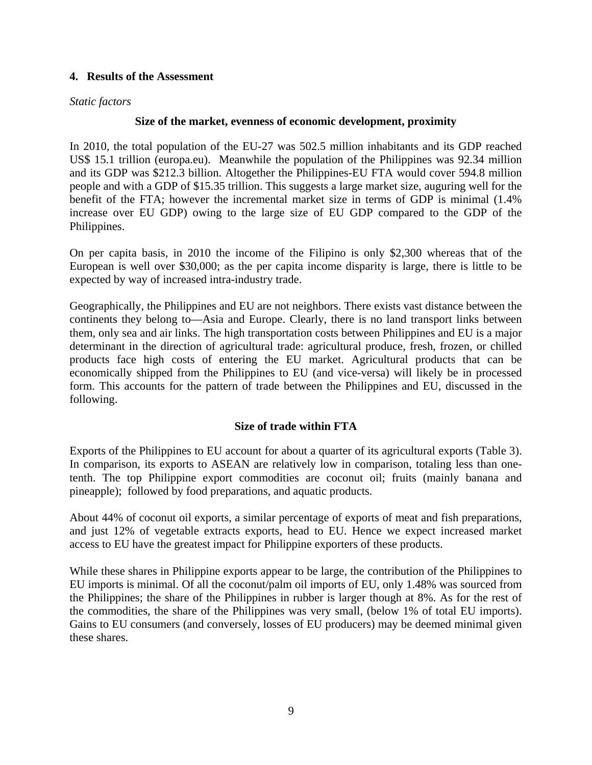## 4. Results of the Assessment

*Static factors*

### Size of the market, evenness of economic development, proximity

In 2010, the total population of the EU-27 was 502.5 million inhabitants and its GDP reached US$ 15.1 trillion (europa.eu). Meanwhile the population of the Philippines was 92.34 million and its GDP was $212.3 billion. Altogether the Philippines-EU FTA would cover 594.8 million people and with a GDP of $15.35 trillion. This suggests a large market size, auguring well for the benefit of the FTA; however the incremental market size in terms of GDP is minimal (1.4% increase over EU GDP) owing to the large size of EU GDP compared to the GDP of the Philippines.

On per capita basis, in 2010 the income of the Filipino is only $2,300 whereas that of the European is well over $30,000; as the per capita income disparity is large, there is little to be expected by way of increased intra-industry trade.

Geographically, the Philippines and EU are not neighbors. There exists vast distance between the continents they belong to—Asia and Europe. Clearly, there is no land transport links between them, only sea and air links. The high transportation costs between Philippines and EU is a major determinant in the direction of agricultural trade: agricultural produce, fresh, frozen, or chilled products face high costs of entering the EU market. Agricultural products that can be economically shipped from the Philippines to EU (and vice-versa) will likely be in processed form. This accounts for the pattern of trade between the Philippines and EU, discussed in the following.

### Size of trade within FTA

Exports of the Philippines to EU account for about a quarter of its agricultural exports (Table 3). In comparison, its exports to ASEAN are relatively low in comparison, totaling less than one-tenth. The top Philippine export commodities are coconut oil; fruits (mainly banana and pineapple); followed by food preparations, and aquatic products.

About 44% of coconut oil exports, a similar percentage of exports of meat and fish preparations, and just 12% of vegetable extracts exports, head to EU. Hence we expect increased market access to EU have the greatest impact for Philippine exporters of these products.

While these shares in Philippine exports appear to be large, the contribution of the Philippines to EU imports is minimal. Of all the coconut/palm oil imports of EU, only 1.48% was sourced from the Philippines; the share of the Philippines in rubber is larger though at 8%. As for the rest of the commodities, the share of the Philippines was very small, (below 1% of total EU imports). Gains to EU consumers (and conversely, losses of EU producers) may be deemed minimal given these shares.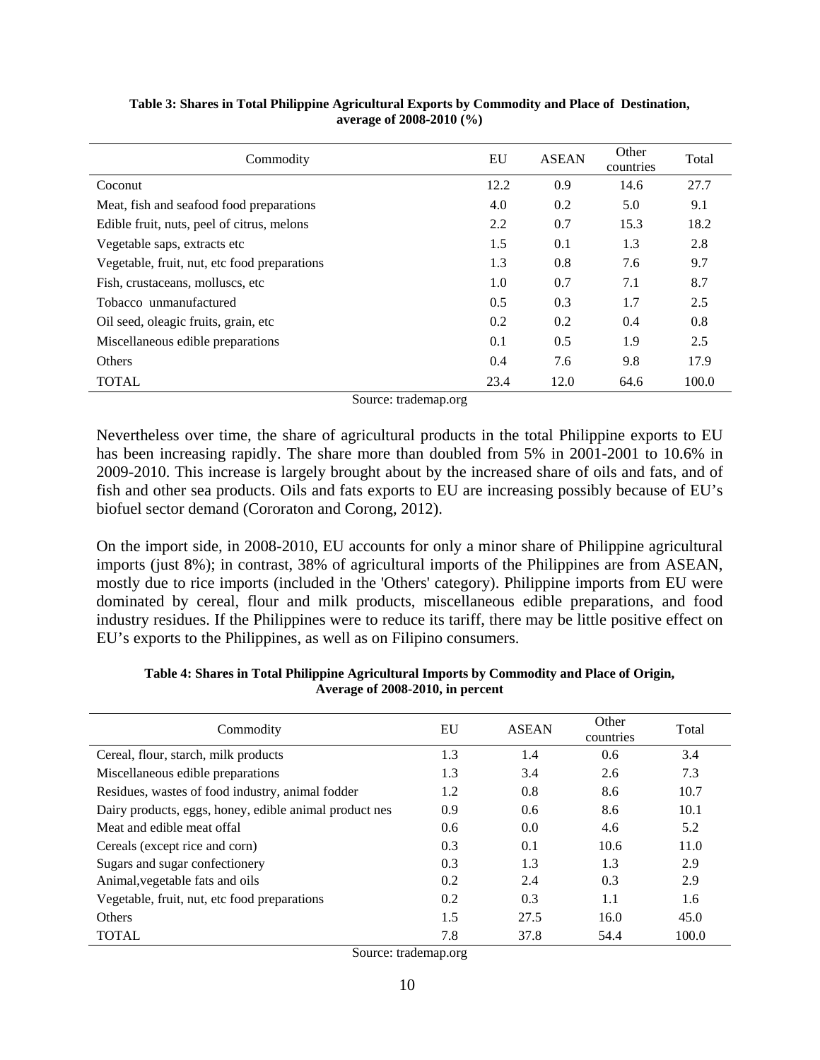**Table 3: Shares in Total Philippine Agricultural Exports by Commodity and Place of Destination, average of 2008-2010 (%)**

| Commodity | EU | ASEAN | Other countries | Total |
|---|---|---|---|---|
| Coconut | 12.2 | 0.9 | 14.6 | 27.7 |
| Meat, fish and seafood food preparations | 4.0 | 0.2 | 5.0 | 9.1 |
| Edible fruit, nuts, peel of citrus, melons | 2.2 | 0.7 | 15.3 | 18.2 |
| Vegetable saps, extracts etc | 1.5 | 0.1 | 1.3 | 2.8 |
| Vegetable, fruit, nut, etc food preparations | 1.3 | 0.8 | 7.6 | 9.7 |
| Fish, crustaceans, molluscs, etc | 1.0 | 0.7 | 7.1 | 8.7 |
| Tobacco unmanufactured | 0.5 | 0.3 | 1.7 | 2.5 |
| Oil seed, oleagic fruits, grain, etc | 0.2 | 0.2 | 0.4 | 0.8 |
| Miscellaneous edible preparations | 0.1 | 0.5 | 1.9 | 2.5 |
| Others | 0.4 | 7.6 | 9.8 | 17.9 |
| TOTAL | 23.4 | 12.0 | 64.6 | 100.0 |

Source: trademap.org

Nevertheless over time, the share of agricultural products in the total Philippine exports to EU has been increasing rapidly. The share more than doubled from 5% in 2001-2001 to 10.6% in 2009-2010. This increase is largely brought about by the increased share of oils and fats, and of fish and other sea products. Oils and fats exports to EU are increasing possibly because of EU's biofuel sector demand (Cororaton and Corong, 2012).

On the import side, in 2008-2010, EU accounts for only a minor share of Philippine agricultural imports (just 8%); in contrast, 38% of agricultural imports of the Philippines are from ASEAN, mostly due to rice imports (included in the 'Others' category). Philippine imports from EU were dominated by cereal, flour and milk products, miscellaneous edible preparations, and food industry residues. If the Philippines were to reduce its tariff, there may be little positive effect on EU's exports to the Philippines, as well as on Filipino consumers.

**Table 4: Shares in Total Philippine Agricultural Imports by Commodity and Place of Origin, Average of 2008-2010, in percent**

| Commodity | EU | ASEAN | Other countries | Total |
|---|---|---|---|---|
| Cereal, flour, starch, milk products | 1.3 | 1.4 | 0.6 | 3.4 |
| Miscellaneous edible preparations | 1.3 | 3.4 | 2.6 | 7.3 |
| Residues, wastes of food industry, animal fodder | 1.2 | 0.8 | 8.6 | 10.7 |
| Dairy products, eggs, honey, edible animal product nes | 0.9 | 0.6 | 8.6 | 10.1 |
| Meat and edible meat offal | 0.6 | 0.0 | 4.6 | 5.2 |
| Cereals (except rice and corn) | 0.3 | 0.1 | 10.6 | 11.0 |
| Sugars and sugar confectionery | 0.3 | 1.3 | 1.3 | 2.9 |
| Animal,vegetable fats and oils | 0.2 | 2.4 | 0.3 | 2.9 |
| Vegetable, fruit, nut, etc food preparations | 0.2 | 0.3 | 1.1 | 1.6 |
| Others | 1.5 | 27.5 | 16.0 | 45.0 |
| TOTAL | 7.8 | 37.8 | 54.4 | 100.0 |

Source: trademap.org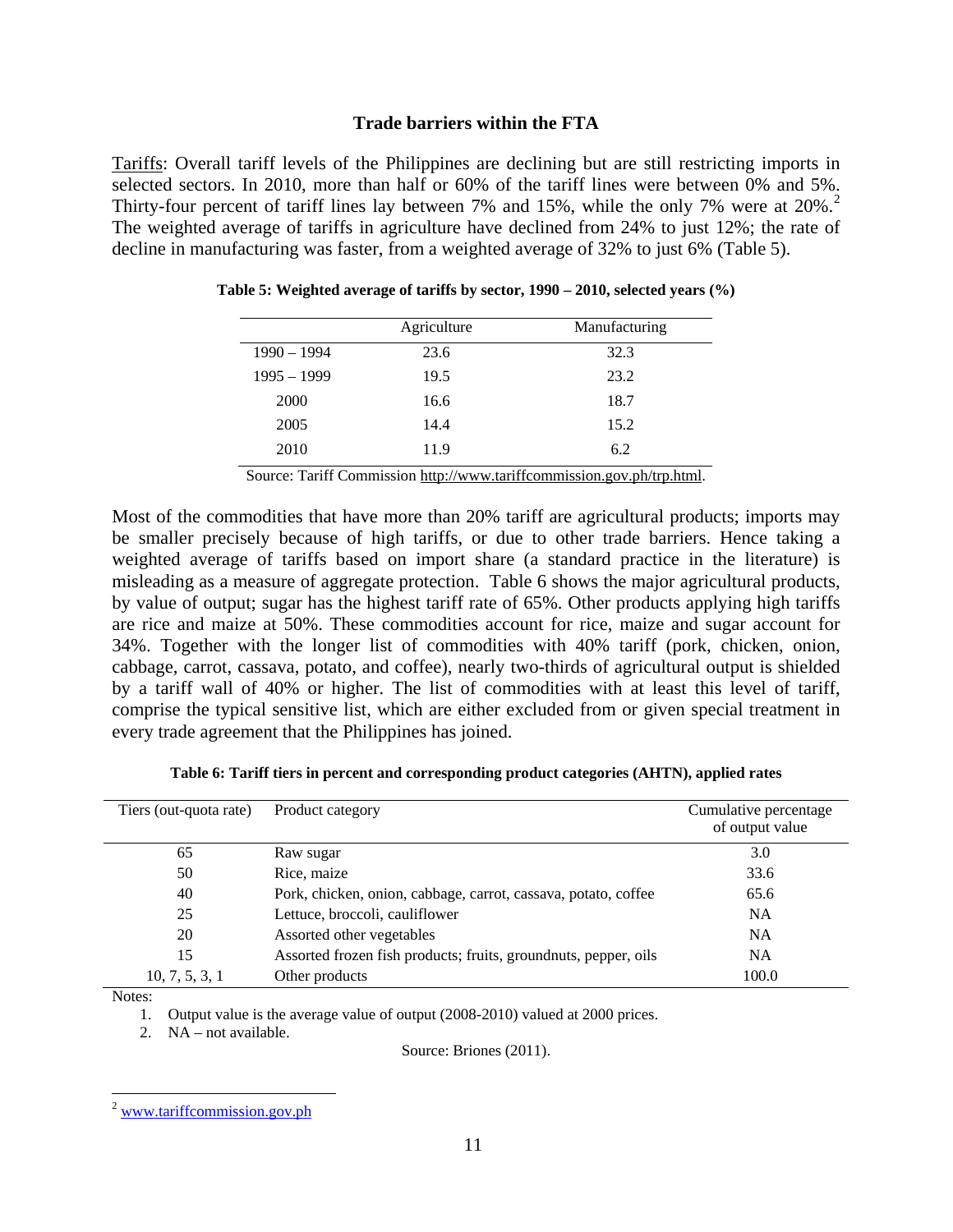## Trade barriers within the FTA

Tariffs: Overall tariff levels of the Philippines are declining but are still restricting imports in selected sectors. In 2010, more than half or 60% of the tariff lines were between 0% and 5%. Thirty-four percent of tariff lines lay between 7% and 15%, while the only 7% were at 20%.[2] The weighted average of tariffs in agriculture have declined from 24% to just 12%; the rate of decline in manufacturing was faster, from a weighted average of 32% to just 6% (Table 5).

**Table 5: Weighted average of tariffs by sector, 1990 – 2010, selected years (%)**

| | Agriculture | Manufacturing |
|---|---|---|
| 1990 – 1994 | 23.6 | 32.3 |
| 1995 – 1999 | 19.5 | 23.2 |
| 2000 | 16.6 | 18.7 |
| 2005 | 14.4 | 15.2 |
| 2010 | 11.9 | 6.2 |

Source: Tariff Commission http://www.tariffcommission.gov.ph/trp.html.

Most of the commodities that have more than 20% tariff are agricultural products; imports may be smaller precisely because of high tariffs, or due to other trade barriers. Hence taking a weighted average of tariffs based on import share (a standard practice in the literature) is misleading as a measure of aggregate protection. Table 6 shows the major agricultural products, by value of output; sugar has the highest tariff rate of 65%. Other products applying high tariffs are rice and maize at 50%. These commodities account for rice, maize and sugar account for 34%. Together with the longer list of commodities with 40% tariff (pork, chicken, onion, cabbage, carrot, cassava, potato, and coffee), nearly two-thirds of agricultural output is shielded by a tariff wall of 40% or higher. The list of commodities with at least this level of tariff, comprise the typical sensitive list, which are either excluded from or given special treatment in every trade agreement that the Philippines has joined.

**Table 6: Tariff tiers in percent and corresponding product categories (AHTN), applied rates**

| Tiers (out-quota rate) | Product category | Cumulative percentage of output value |
|---|---|---|
| 65 | Raw sugar | 3.0 |
| 50 | Rice, maize | 33.6 |
| 40 | Pork, chicken, onion, cabbage, carrot, cassava, potato, coffee | 65.6 |
| 25 | Lettuce, broccoli, cauliflower | NA |
| 20 | Assorted other vegetables | NA |
| 15 | Assorted frozen fish products; fruits, groundnuts, pepper, oils | NA |
| 10, 7, 5, 3, 1 | Other products | 100.0 |

Notes:

1. Output value is the average value of output (2008-2010) valued at 2000 prices.
2. NA – not available.

Source: Briones (2011).

[2] www.tariffcommission.gov.ph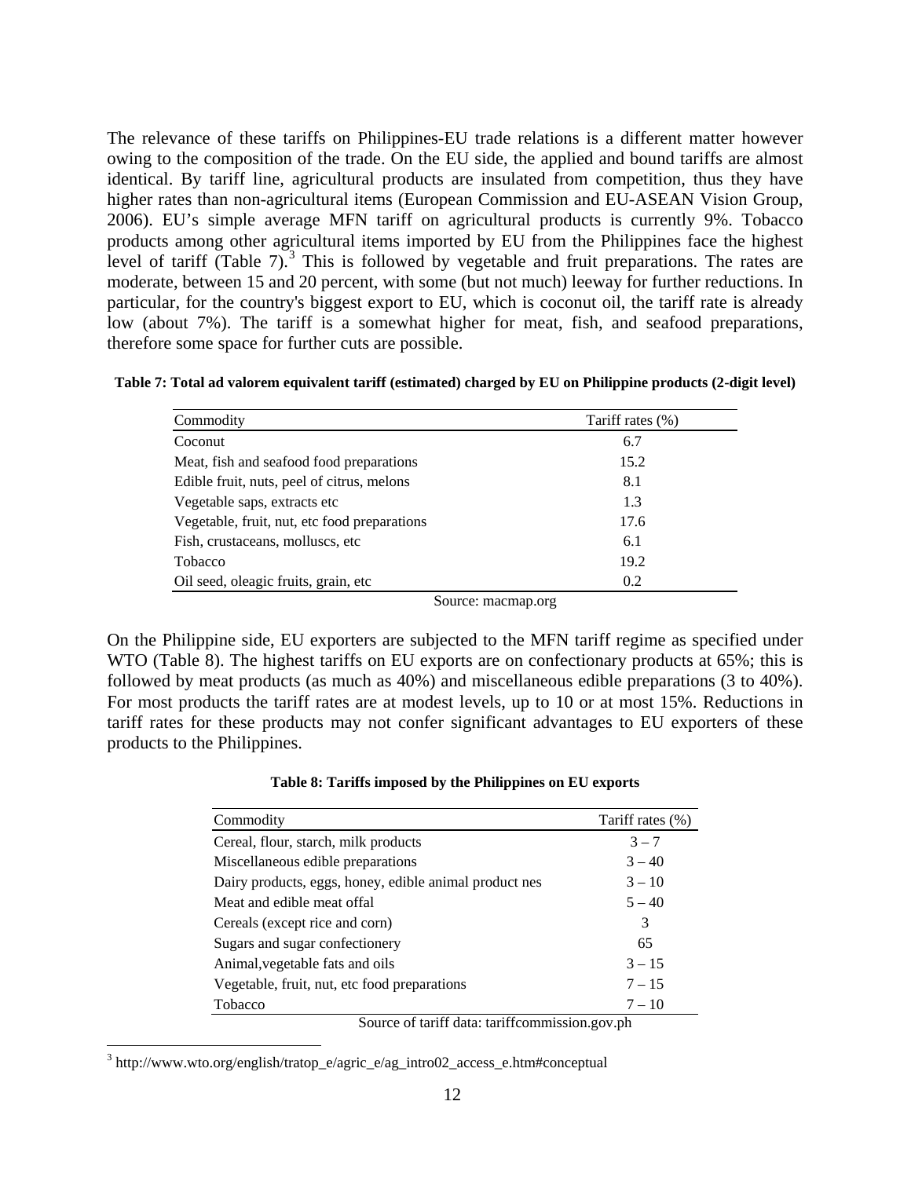The relevance of these tariffs on Philippines-EU trade relations is a different matter however owing to the composition of the trade. On the EU side, the applied and bound tariffs are almost identical. By tariff line, agricultural products are insulated from competition, thus they have higher rates than non-agricultural items (European Commission and EU-ASEAN Vision Group, 2006). EU's simple average MFN tariff on agricultural products is currently 9%. Tobacco products among other agricultural items imported by EU from the Philippines face the highest level of tariff (Table 7).[3] This is followed by vegetable and fruit preparations. The rates are moderate, between 15 and 20 percent, with some (but not much) leeway for further reductions. In particular, for the country's biggest export to EU, which is coconut oil, the tariff rate is already low (about 7%). The tariff is a somewhat higher for meat, fish, and seafood preparations, therefore some space for further cuts are possible.

**Table 7: Total ad valorem equivalent tariff (estimated) charged by EU on Philippine products (2-digit level)**

| Commodity | Tariff rates (%) |
|---|---|
| Coconut | 6.7 |
| Meat, fish and seafood food preparations | 15.2 |
| Edible fruit, nuts, peel of citrus, melons | 8.1 |
| Vegetable saps, extracts etc | 1.3 |
| Vegetable, fruit, nut, etc food preparations | 17.6 |
| Fish, crustaceans, molluscs, etc | 6.1 |
| Tobacco | 19.2 |
| Oil seed, oleagic fruits, grain, etc | 0.2 |

Source: macmap.org

On the Philippine side, EU exporters are subjected to the MFN tariff regime as specified under WTO (Table 8). The highest tariffs on EU exports are on confectionary products at 65%; this is followed by meat products (as much as 40%) and miscellaneous edible preparations (3 to 40%). For most products the tariff rates are at modest levels, up to 10 or at most 15%. Reductions in tariff rates for these products may not confer significant advantages to EU exporters of these products to the Philippines.

**Table 8: Tariffs imposed by the Philippines on EU exports**

| Commodity | Tariff rates (%) |
|---|---|
| Cereal, flour, starch, milk products | 3 – 7 |
| Miscellaneous edible preparations | 3 – 40 |
| Dairy products, eggs, honey, edible animal product nes | 3 – 10 |
| Meat and edible meat offal | 5 – 40 |
| Cereals (except rice and corn) | 3 |
| Sugars and sugar confectionery | 65 |
| Animal,vegetable fats and oils | 3 – 15 |
| Vegetable, fruit, nut, etc food preparations | 7 – 15 |
| Tobacco | 7 – 10 |

Source of tariff data: tariffcommission.gov.ph

[3] http://www.wto.org/english/tratop_e/agric_e/ag_intro02_access_e.htm#conceptual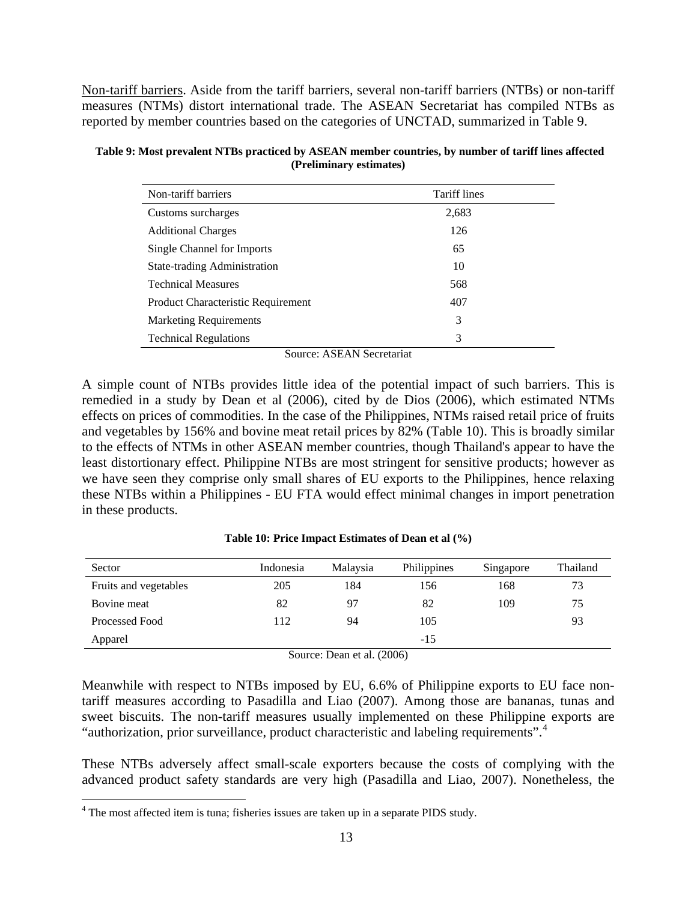Non-tariff barriers. Aside from the tariff barriers, several non-tariff barriers (NTBs) or non-tariff measures (NTMs) distort international trade. The ASEAN Secretariat has compiled NTBs as reported by member countries based on the categories of UNCTAD, summarized in Table 9.

**Table 9: Most prevalent NTBs practiced by ASEAN member countries, by number of tariff lines affected (Preliminary estimates)**

| Non-tariff barriers | Tariff lines |
| --- | --- |
| Customs surcharges | 2,683 |
| Additional Charges | 126 |
| Single Channel for Imports | 65 |
| State-trading Administration | 10 |
| Technical Measures | 568 |
| Product Characteristic Requirement | 407 |
| Marketing Requirements | 3 |
| Technical Regulations | 3 |

Source: ASEAN Secretariat

A simple count of NTBs provides little idea of the potential impact of such barriers. This is remedied in a study by Dean et al (2006), cited by de Dios (2006), which estimated NTMs effects on prices of commodities. In the case of the Philippines, NTMs raised retail price of fruits and vegetables by 156% and bovine meat retail prices by 82% (Table 10). This is broadly similar to the effects of NTMs in other ASEAN member countries, though Thailand's appear to have the least distortionary effect. Philippine NTBs are most stringent for sensitive products; however as we have seen they comprise only small shares of EU exports to the Philippines, hence relaxing these NTBs within a Philippines - EU FTA would effect minimal changes in import penetration in these products.

**Table 10: Price Impact Estimates of Dean et al (%)**

| Sector | Indonesia | Malaysia | Philippines | Singapore | Thailand |
| --- | --- | --- | --- | --- | --- |
| Fruits and vegetables | 205 | 184 | 156 | 168 | 73 |
| Bovine meat | 82 | 97 | 82 | 109 | 75 |
| Processed Food | 112 | 94 | 105 | | 93 |
| Apparel | | | -15 | | |

Source: Dean et al. (2006)

Meanwhile with respect to NTBs imposed by EU, 6.6% of Philippine exports to EU face non-tariff measures according to Pasadilla and Liao (2007). Among those are bananas, tunas and sweet biscuits. The non-tariff measures usually implemented on these Philippine exports are "authorization, prior surveillance, product characteristic and labeling requirements".[4]

These NTBs adversely affect small-scale exporters because the costs of complying with the advanced product safety standards are very high (Pasadilla and Liao, 2007). Nonetheless, the

[4] The most affected item is tuna; fisheries issues are taken up in a separate PIDS study.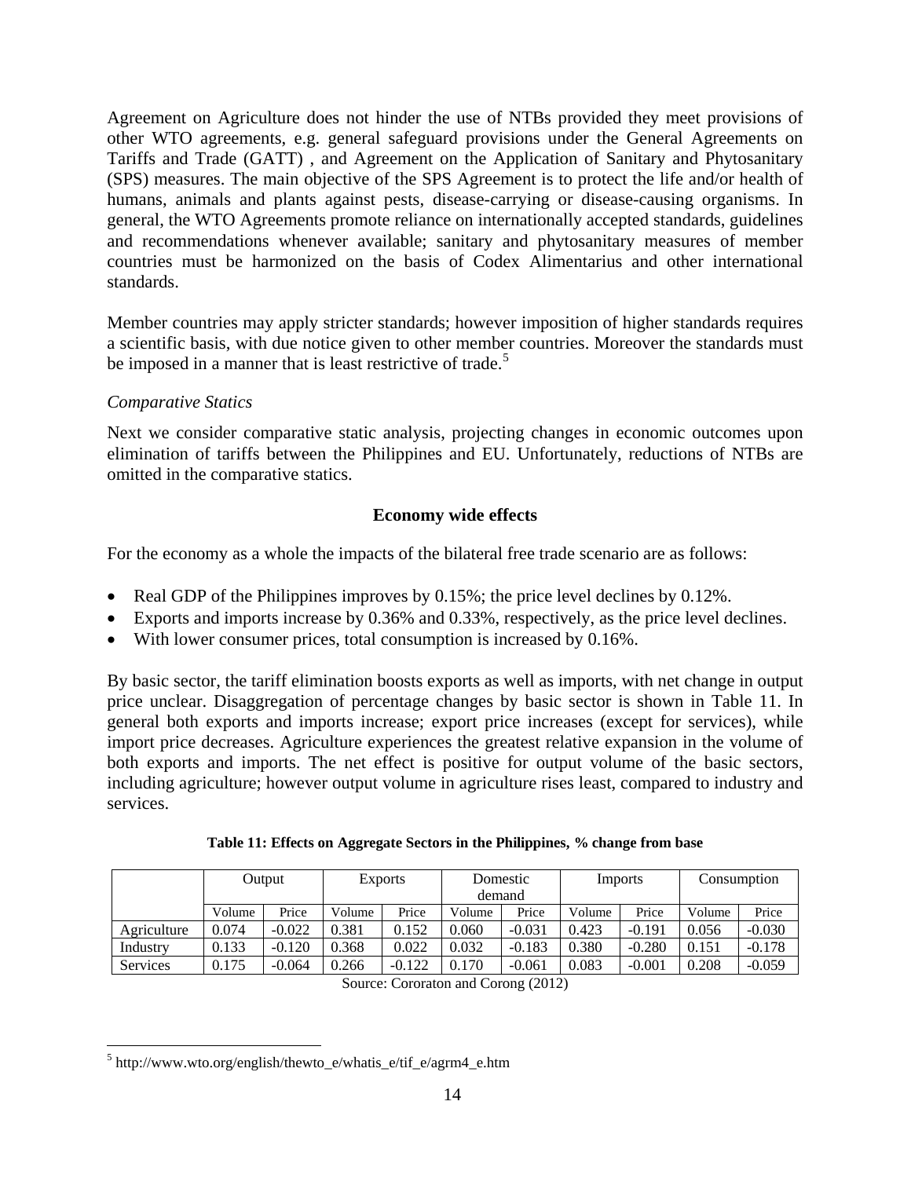Agreement on Agriculture does not hinder the use of NTBs provided they meet provisions of other WTO agreements, e.g. general safeguard provisions under the General Agreements on Tariffs and Trade (GATT) , and Agreement on the Application of Sanitary and Phytosanitary (SPS) measures. The main objective of the SPS Agreement is to protect the life and/or health of humans, animals and plants against pests, disease-carrying or disease-causing organisms. In general, the WTO Agreements promote reliance on internationally accepted standards, guidelines and recommendations whenever available; sanitary and phytosanitary measures of member countries must be harmonized on the basis of Codex Alimentarius and other international standards.

Member countries may apply stricter standards; however imposition of higher standards requires a scientific basis, with due notice given to other member countries. Moreover the standards must be imposed in a manner that is least restrictive of trade.[5]

*Comparative Statics*

Next we consider comparative static analysis, projecting changes in economic outcomes upon elimination of tariffs between the Philippines and EU. Unfortunately, reductions of NTBs are omitted in the comparative statics.

### Economy wide effects

For the economy as a whole the impacts of the bilateral free trade scenario are as follows:

- Real GDP of the Philippines improves by 0.15%; the price level declines by 0.12%.
- Exports and imports increase by 0.36% and 0.33%, respectively, as the price level declines.
- With lower consumer prices, total consumption is increased by 0.16%.

By basic sector, the tariff elimination boosts exports as well as imports, with net change in output price unclear. Disaggregation of percentage changes by basic sector is shown in Table 11. In general both exports and imports increase; export price increases (except for services), while import price decreases. Agriculture experiences the greatest relative expansion in the volume of both exports and imports. The net effect is positive for output volume of the basic sectors, including agriculture; however output volume in agriculture rises least, compared to industry and services.

**Table 11: Effects on Aggregate Sectors in the Philippines, % change from base**

| | Output | | Exports | | Domestic demand | | Imports | | Consumption | |
|---|---|---|---|---|---|---|---|---|---|---|
| | Volume | Price | Volume | Price | Volume | Price | Volume | Price | Volume | Price |
| Agriculture | 0.074 | -0.022 | 0.381 | 0.152 | 0.060 | -0.031 | 0.423 | -0.191 | 0.056 | -0.030 |
| Industry | 0.133 | -0.120 | 0.368 | 0.022 | 0.032 | -0.183 | 0.380 | -0.280 | 0.151 | -0.178 |
| Services | 0.175 | -0.064 | 0.266 | -0.122 | 0.170 | -0.061 | 0.083 | -0.001 | 0.208 | -0.059 |

Source: Cororaton and Corong (2012)

[5] http://www.wto.org/english/thewto_e/whatis_e/tif_e/agrm4_e.htm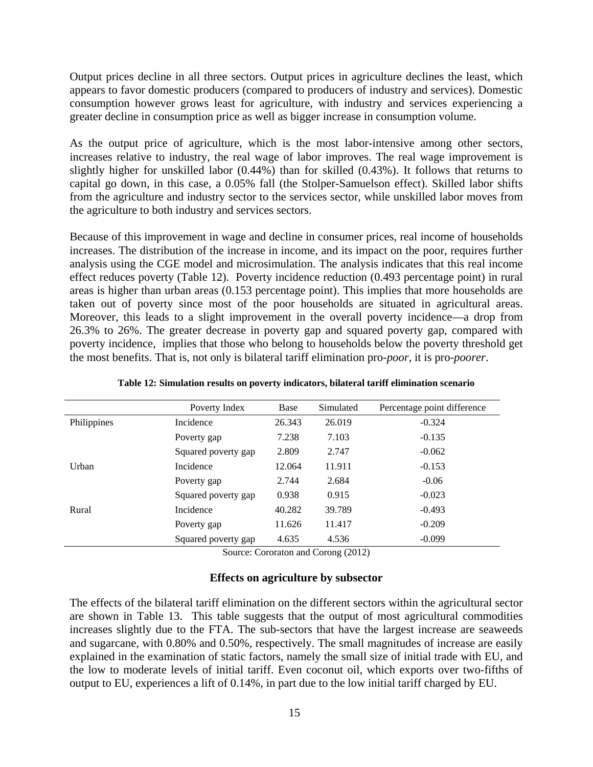Output prices decline in all three sectors. Output prices in agriculture declines the least, which appears to favor domestic producers (compared to producers of industry and services). Domestic consumption however grows least for agriculture, with industry and services experiencing a greater decline in consumption price as well as bigger increase in consumption volume.

As the output price of agriculture, which is the most labor-intensive among other sectors, increases relative to industry, the real wage of labor improves. The real wage improvement is slightly higher for unskilled labor (0.44%) than for skilled (0.43%). It follows that returns to capital go down, in this case, a 0.05% fall (the Stolper-Samuelson effect). Skilled labor shifts from the agriculture and industry sector to the services sector, while unskilled labor moves from the agriculture to both industry and services sectors.

Because of this improvement in wage and decline in consumer prices, real income of households increases. The distribution of the increase in income, and its impact on the poor, requires further analysis using the CGE model and microsimulation. The analysis indicates that this real income effect reduces poverty (Table 12). Poverty incidence reduction (0.493 percentage point) in rural areas is higher than urban areas (0.153 percentage point). This implies that more households are taken out of poverty since most of the poor households are situated in agricultural areas. Moreover, this leads to a slight improvement in the overall poverty incidence—a drop from 26.3% to 26%. The greater decrease in poverty gap and squared poverty gap, compared with poverty incidence, implies that those who belong to households below the poverty threshold get the most benefits. That is, not only is bilateral tariff elimination pro-*poor*, it is pro-*poorer*.

**Table 12: Simulation results on poverty indicators, bilateral tariff elimination scenario**

| | Poverty Index | Base | Simulated | Percentage point difference |
|---|---|---|---|---|
| Philippines | Incidence | 26.343 | 26.019 | -0.324 |
| | Poverty gap | 7.238 | 7.103 | -0.135 |
| | Squared poverty gap | 2.809 | 2.747 | -0.062 |
| Urban | Incidence | 12.064 | 11.911 | -0.153 |
| | Poverty gap | 2.744 | 2.684 | -0.06 |
| | Squared poverty gap | 0.938 | 0.915 | -0.023 |
| Rural | Incidence | 40.282 | 39.789 | -0.493 |
| | Poverty gap | 11.626 | 11.417 | -0.209 |
| | Squared poverty gap | 4.635 | 4.536 | -0.099 |

Source: Cororaton and Corong (2012)

### Effects on agriculture by subsector

The effects of the bilateral tariff elimination on the different sectors within the agricultural sector are shown in Table 13. This table suggests that the output of most agricultural commodities increases slightly due to the FTA. The sub-sectors that have the largest increase are seaweeds and sugarcane, with 0.80% and 0.50%, respectively. The small magnitudes of increase are easily explained in the examination of static factors, namely the small size of initial trade with EU, and the low to moderate levels of initial tariff. Even coconut oil, which exports over two-fifths of output to EU, experiences a lift of 0.14%, in part due to the low initial tariff charged by EU.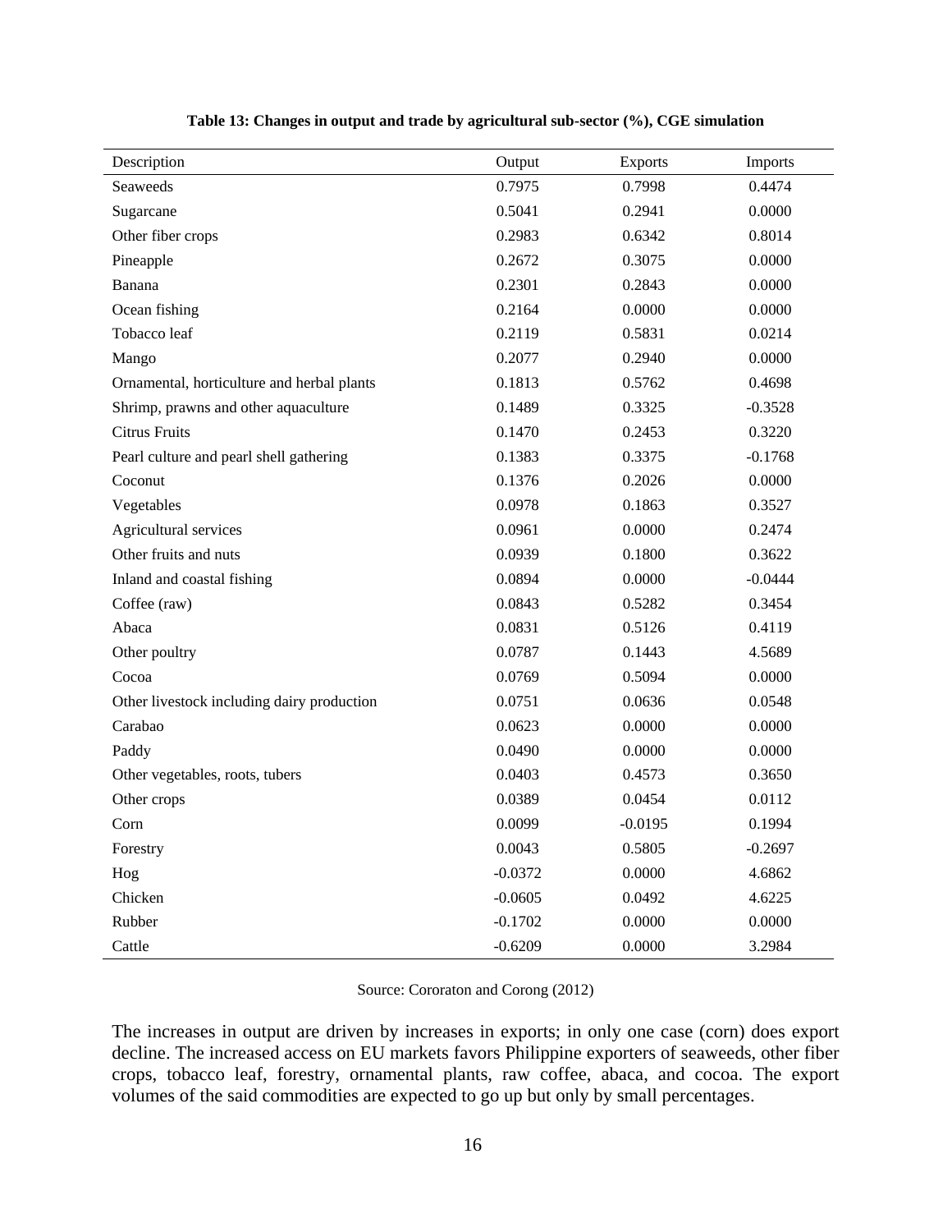**Table 13: Changes in output and trade by agricultural sub-sector (%), CGE simulation**

| Description | Output | Exports | Imports |
|---|---|---|---|
| Seaweeds | 0.7975 | 0.7998 | 0.4474 |
| Sugarcane | 0.5041 | 0.2941 | 0.0000 |
| Other fiber crops | 0.2983 | 0.6342 | 0.8014 |
| Pineapple | 0.2672 | 0.3075 | 0.0000 |
| Banana | 0.2301 | 0.2843 | 0.0000 |
| Ocean fishing | 0.2164 | 0.0000 | 0.0000 |
| Tobacco leaf | 0.2119 | 0.5831 | 0.0214 |
| Mango | 0.2077 | 0.2940 | 0.0000 |
| Ornamental, horticulture and herbal plants | 0.1813 | 0.5762 | 0.4698 |
| Shrimp, prawns and other aquaculture | 0.1489 | 0.3325 | -0.3528 |
| Citrus Fruits | 0.1470 | 0.2453 | 0.3220 |
| Pearl culture and pearl shell gathering | 0.1383 | 0.3375 | -0.1768 |
| Coconut | 0.1376 | 0.2026 | 0.0000 |
| Vegetables | 0.0978 | 0.1863 | 0.3527 |
| Agricultural services | 0.0961 | 0.0000 | 0.2474 |
| Other fruits and nuts | 0.0939 | 0.1800 | 0.3622 |
| Inland and coastal fishing | 0.0894 | 0.0000 | -0.0444 |
| Coffee (raw) | 0.0843 | 0.5282 | 0.3454 |
| Abaca | 0.0831 | 0.5126 | 0.4119 |
| Other poultry | 0.0787 | 0.1443 | 4.5689 |
| Cocoa | 0.0769 | 0.5094 | 0.0000 |
| Other livestock including dairy production | 0.0751 | 0.0636 | 0.0548 |
| Carabao | 0.0623 | 0.0000 | 0.0000 |
| Paddy | 0.0490 | 0.0000 | 0.0000 |
| Other vegetables, roots, tubers | 0.0403 | 0.4573 | 0.3650 |
| Other crops | 0.0389 | 0.0454 | 0.0112 |
| Corn | 0.0099 | -0.0195 | 0.1994 |
| Forestry | 0.0043 | 0.5805 | -0.2697 |
| Hog | -0.0372 | 0.0000 | 4.6862 |
| Chicken | -0.0605 | 0.0492 | 4.6225 |
| Rubber | -0.1702 | 0.0000 | 0.0000 |
| Cattle | -0.6209 | 0.0000 | 3.2984 |

Source: Cororaton and Corong (2012)

The increases in output are driven by increases in exports; in only one case (corn) does export decline. The increased access on EU markets favors Philippine exporters of seaweeds, other fiber crops, tobacco leaf, forestry, ornamental plants, raw coffee, abaca, and cocoa. The export volumes of the said commodities are expected to go up but only by small percentages.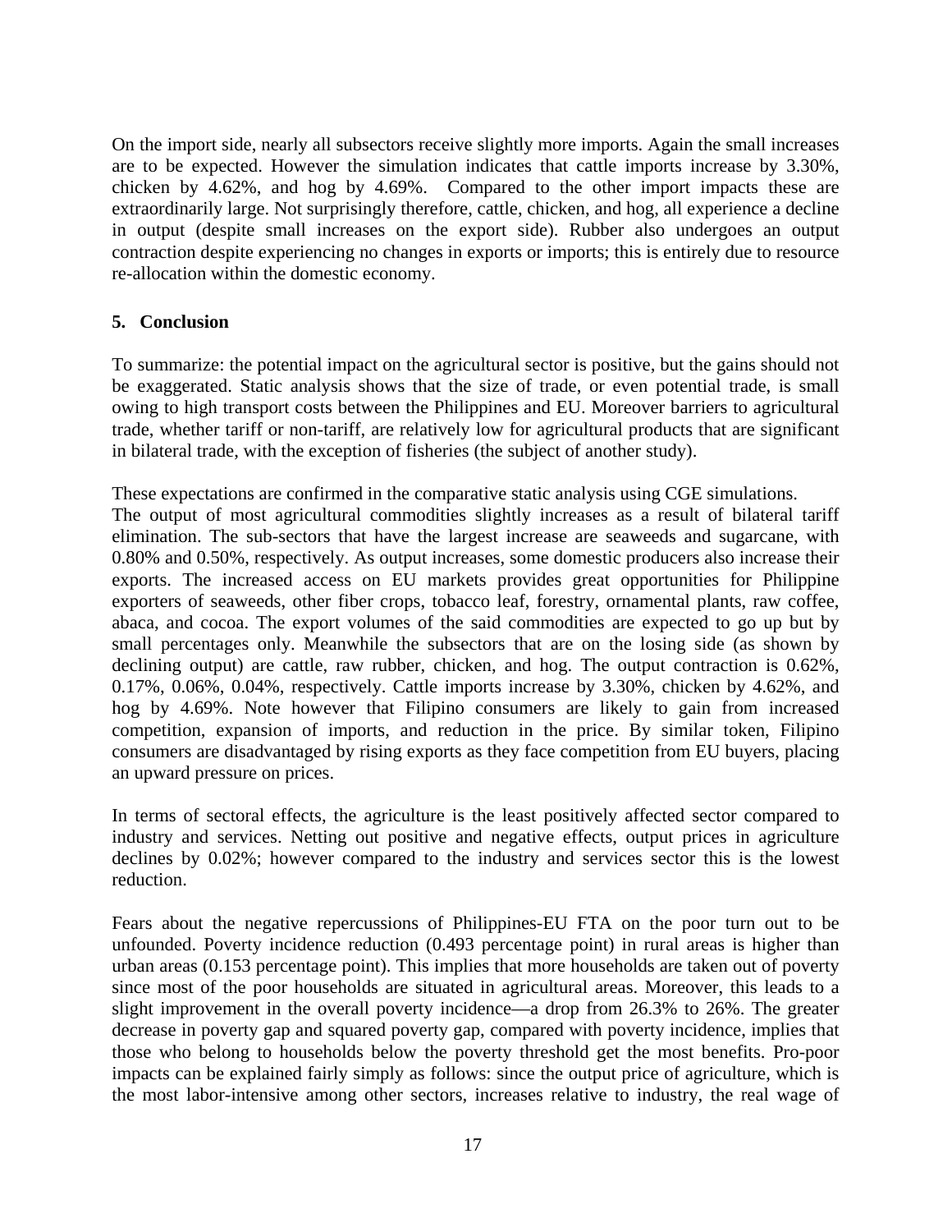On the import side, nearly all subsectors receive slightly more imports. Again the small increases are to be expected. However the simulation indicates that cattle imports increase by 3.30%, chicken by 4.62%, and hog by 4.69%. Compared to the other import impacts these are extraordinarily large. Not surprisingly therefore, cattle, chicken, and hog, all experience a decline in output (despite small increases on the export side). Rubber also undergoes an output contraction despite experiencing no changes in exports or imports; this is entirely due to resource re-allocation within the domestic economy.

## 5. Conclusion

To summarize: the potential impact on the agricultural sector is positive, but the gains should not be exaggerated. Static analysis shows that the size of trade, or even potential trade, is small owing to high transport costs between the Philippines and EU. Moreover barriers to agricultural trade, whether tariff or non-tariff, are relatively low for agricultural products that are significant in bilateral trade, with the exception of fisheries (the subject of another study).

These expectations are confirmed in the comparative static analysis using CGE simulations. The output of most agricultural commodities slightly increases as a result of bilateral tariff elimination. The sub-sectors that have the largest increase are seaweeds and sugarcane, with 0.80% and 0.50%, respectively. As output increases, some domestic producers also increase their exports. The increased access on EU markets provides great opportunities for Philippine exporters of seaweeds, other fiber crops, tobacco leaf, forestry, ornamental plants, raw coffee, abaca, and cocoa. The export volumes of the said commodities are expected to go up but by small percentages only. Meanwhile the subsectors that are on the losing side (as shown by declining output) are cattle, raw rubber, chicken, and hog. The output contraction is 0.62%, 0.17%, 0.06%, 0.04%, respectively. Cattle imports increase by 3.30%, chicken by 4.62%, and hog by 4.69%. Note however that Filipino consumers are likely to gain from increased competition, expansion of imports, and reduction in the price. By similar token, Filipino consumers are disadvantaged by rising exports as they face competition from EU buyers, placing an upward pressure on prices.

In terms of sectoral effects, the agriculture is the least positively affected sector compared to industry and services. Netting out positive and negative effects, output prices in agriculture declines by 0.02%; however compared to the industry and services sector this is the lowest reduction.

Fears about the negative repercussions of Philippines-EU FTA on the poor turn out to be unfounded. Poverty incidence reduction (0.493 percentage point) in rural areas is higher than urban areas (0.153 percentage point). This implies that more households are taken out of poverty since most of the poor households are situated in agricultural areas. Moreover, this leads to a slight improvement in the overall poverty incidence—a drop from 26.3% to 26%. The greater decrease in poverty gap and squared poverty gap, compared with poverty incidence, implies that those who belong to households below the poverty threshold get the most benefits. Pro-poor impacts can be explained fairly simply as follows: since the output price of agriculture, which is the most labor-intensive among other sectors, increases relative to industry, the real wage of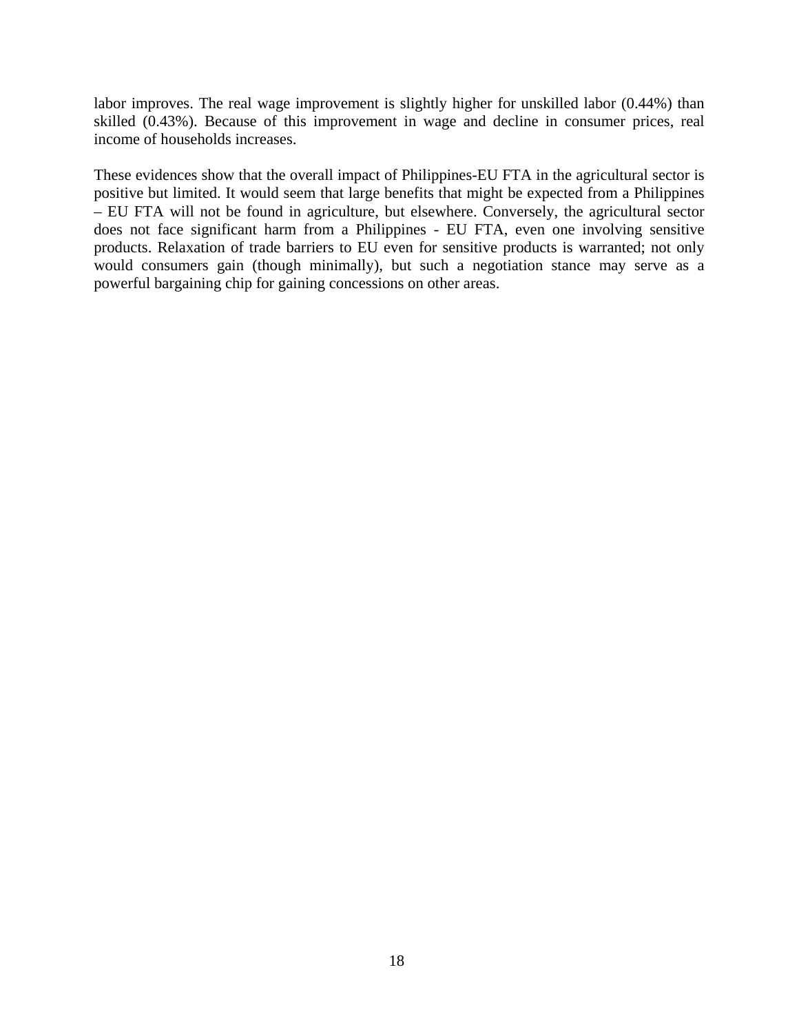labor improves. The real wage improvement is slightly higher for unskilled labor (0.44%) than skilled (0.43%). Because of this improvement in wage and decline in consumer prices, real income of households increases.

These evidences show that the overall impact of Philippines-EU FTA in the agricultural sector is positive but limited. It would seem that large benefits that might be expected from a Philippines – EU FTA will not be found in agriculture, but elsewhere. Conversely, the agricultural sector does not face significant harm from a Philippines - EU FTA, even one involving sensitive products. Relaxation of trade barriers to EU even for sensitive products is warranted; not only would consumers gain (though minimally), but such a negotiation stance may serve as a powerful bargaining chip for gaining concessions on other areas.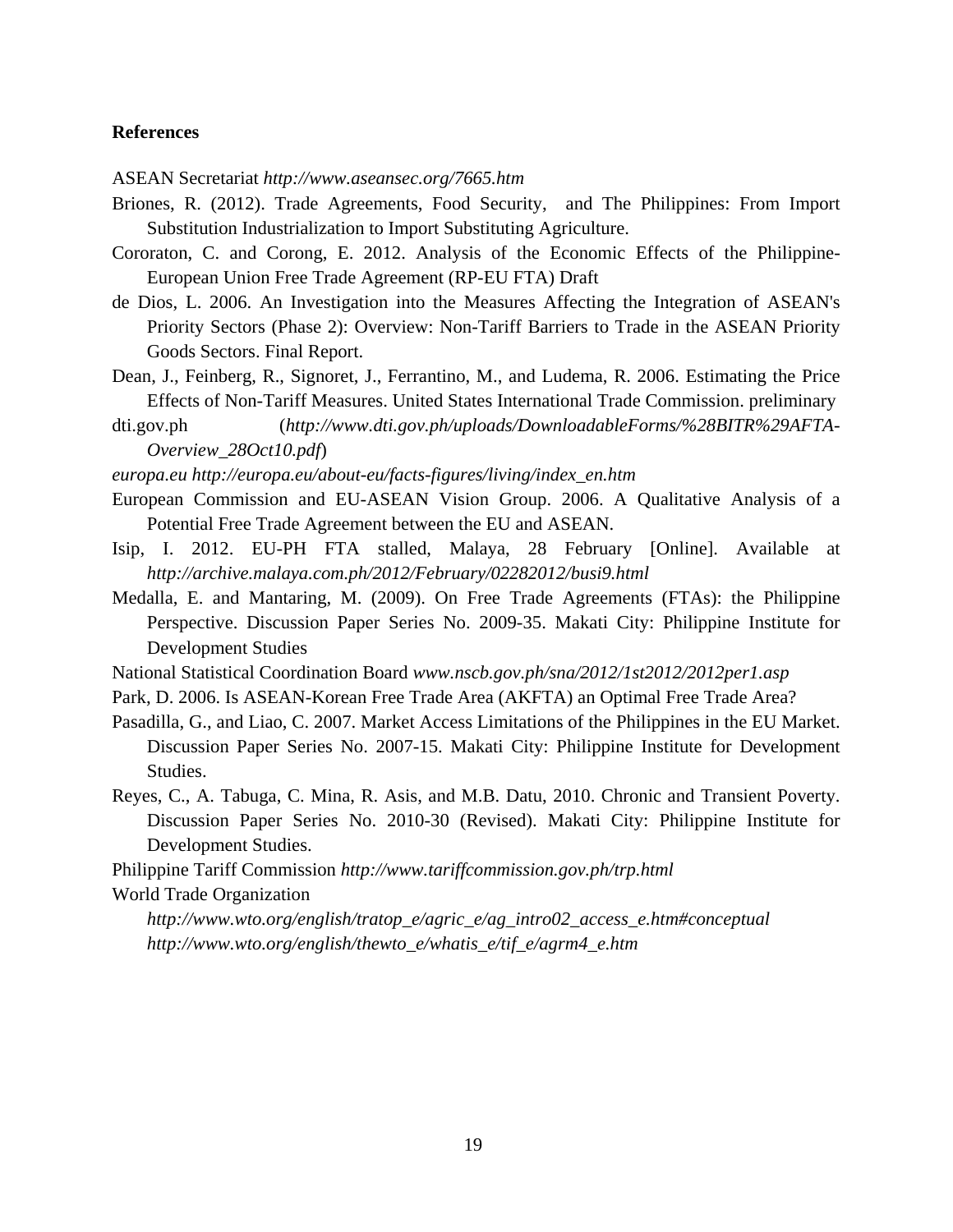**References**

ASEAN Secretariat *http://www.aseansec.org/7665.htm*

Briones, R. (2012). Trade Agreements, Food Security, and The Philippines: From Import Substitution Industrialization to Import Substituting Agriculture.

Cororaton, C. and Corong, E. 2012. Analysis of the Economic Effects of the Philippine-European Union Free Trade Agreement (RP-EU FTA) Draft

de Dios, L. 2006. An Investigation into the Measures Affecting the Integration of ASEAN's Priority Sectors (Phase 2): Overview: Non-Tariff Barriers to Trade in the ASEAN Priority Goods Sectors. Final Report.

Dean, J., Feinberg, R., Signoret, J., Ferrantino, M., and Ludema, R. 2006. Estimating the Price Effects of Non-Tariff Measures. United States International Trade Commission. preliminary

dti.gov.ph (*http://www.dti.gov.ph/uploads/DownloadableForms/%28BITR%29AFTA-Overview_28Oct10.pdf*)

*europa.eu http://europa.eu/about-eu/facts-figures/living/index_en.htm*

European Commission and EU-ASEAN Vision Group. 2006. A Qualitative Analysis of a Potential Free Trade Agreement between the EU and ASEAN.

Isip, I. 2012. EU-PH FTA stalled, Malaya, 28 February [Online]. Available at *http://archive.malaya.com.ph/2012/February/02282012/busi9.html*

Medalla, E. and Mantaring, M. (2009). On Free Trade Agreements (FTAs): the Philippine Perspective. Discussion Paper Series No. 2009-35. Makati City: Philippine Institute for Development Studies

National Statistical Coordination Board *www.nscb.gov.ph/sna/2012/1st2012/2012per1.asp*

Park, D. 2006. Is ASEAN-Korean Free Trade Area (AKFTA) an Optimal Free Trade Area?

Pasadilla, G., and Liao, C. 2007. Market Access Limitations of the Philippines in the EU Market. Discussion Paper Series No. 2007-15. Makati City: Philippine Institute for Development Studies.

Reyes, C., A. Tabuga, C. Mina, R. Asis, and M.B. Datu, 2010. Chronic and Transient Poverty. Discussion Paper Series No. 2010-30 (Revised). Makati City: Philippine Institute for Development Studies.

Philippine Tariff Commission *http://www.tariffcommission.gov.ph/trp.html*

World Trade Organization
*http://www.wto.org/english/tratop_e/agric_e/ag_intro02_access_e.htm#conceptual*
*http://www.wto.org/english/thewto_e/whatis_e/tif_e/agrm4_e.htm*